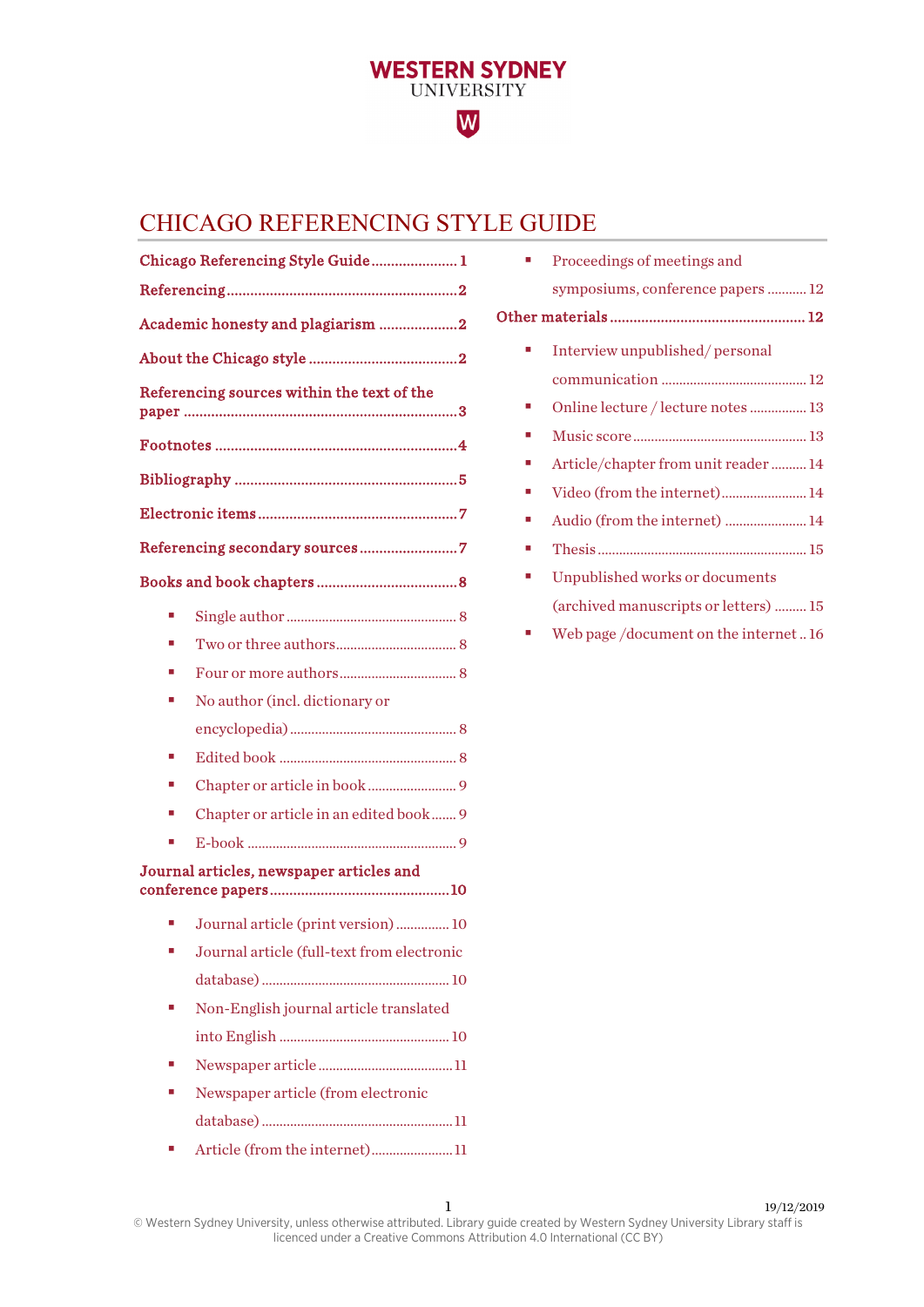WESTERN SYDNEY UNIVERSITY

# CHICAGO REFERENCING STYLE GUIDE

**Chicago Referencing Style Guide** ...................... 1

**Referencing** ........................................................... 2

**Academic honesty and plagiarism** .................... 2

**About the Chicago style** ...................................... 2

**Referencing sources within the text of the paper** ...................................................................... 3

**Footnotes** .............................................................. 4

**Bibliography** ......................................................... 5

**Electronic items** ................................................... 7

**Referencing secondary sources** ......................... 7

**Books and book chapters** .................................... 8

- Single author ................................................ 8
- Two or three authors.................................. 8
- Four or more authors................................. 8
- No author (incl. dictionary or encyclopedia) ............................................... 8
- Edited book .................................................. 8
- Chapter or article in book ......................... 9
- Chapter or article in an edited book ....... 9
- E-book ........................................................... 9

**Journal articles, newspaper articles and conference papers** ............................................. 10

- Journal article (print version) ............... 10
- Journal article (full-text from electronic database) ..................................................... 10
- Non-English journal article translated into English ................................................ 10
- Newspaper article ...................................... 11
- Newspaper article (from electronic database) ...................................................... 11
- Article (from the internet)....................... 11
- Proceedings of meetings and symposiums, conference papers ........... 12

**Other materials** .................................................. 12

- Interview unpublished/ personal communication ......................................... 12
- Online lecture / lecture notes ................ 13
- Music score ................................................. 13
- Article/chapter from unit reader .......... 14
- Video (from the internet)........................ 14
- Audio (from the internet) ....................... 14
- Thesis ........................................................... 15
- Unpublished works or documents (archived manuscripts or letters) ......... 15
- Web page /document on the internet .. 16

19/12/2019

© Western Sydney University, unless otherwise attributed. Library guide created by Western Sydney University Library staff is licenced under a Creative Commons Attribution 4.0 International (CC BY)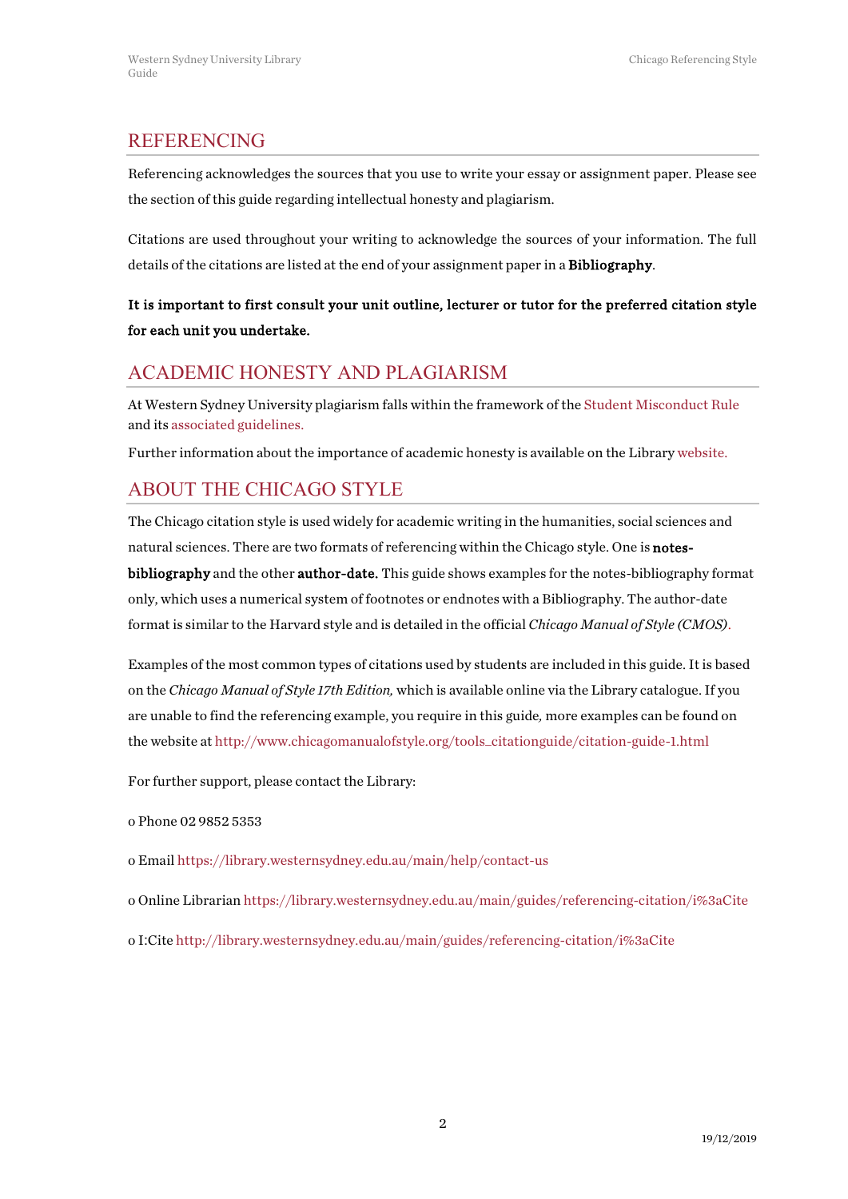## REFERENCING

Referencing acknowledges the sources that you use to write your essay or assignment paper. Please see the section of this guide regarding intellectual honesty and plagiarism.

Citations are used throughout your writing to acknowledge the sources of your information. The full details of the citations are listed at the end of your assignment paper in a **Bibliography**.

**It is important to first consult your unit outline, lecturer or tutor for the preferred citation style for each unit you undertake.**

## ACADEMIC HONESTY AND PLAGIARISM

At Western Sydney University plagiarism falls within the framework of the Student Misconduct Rule and its associated guidelines.

Further information about the importance of academic honesty is available on the Library website.

## ABOUT THE CHICAGO STYLE

The Chicago citation style is used widely for academic writing in the humanities, social sciences and natural sciences. There are two formats of referencing within the Chicago style. One is **notes-bibliography** and the other **author-date.** This guide shows examples for the notes-bibliography format only, which uses a numerical system of footnotes or endnotes with a Bibliography. The author-date format is similar to the Harvard style and is detailed in the official *Chicago Manual of Style (CMOS)*.

Examples of the most common types of citations used by students are included in this guide. It is based on the *Chicago Manual of Style 17th Edition,* which is available online via the Library catalogue. If you are unable to find the referencing example, you require in this guide, more examples can be found on the website at http://www.chicagomanualofstyle.org/tools_citationguide/citation-guide-1.html

For further support, please contact the Library:

- Phone 02 9852 5353
- Email https://library.westernsydney.edu.au/main/help/contact-us
- Online Librarian https://library.westernsydney.edu.au/main/guides/referencing-citation/i%3aCite
- I:Cite http://library.westernsydney.edu.au/main/guides/referencing-citation/i%3aCite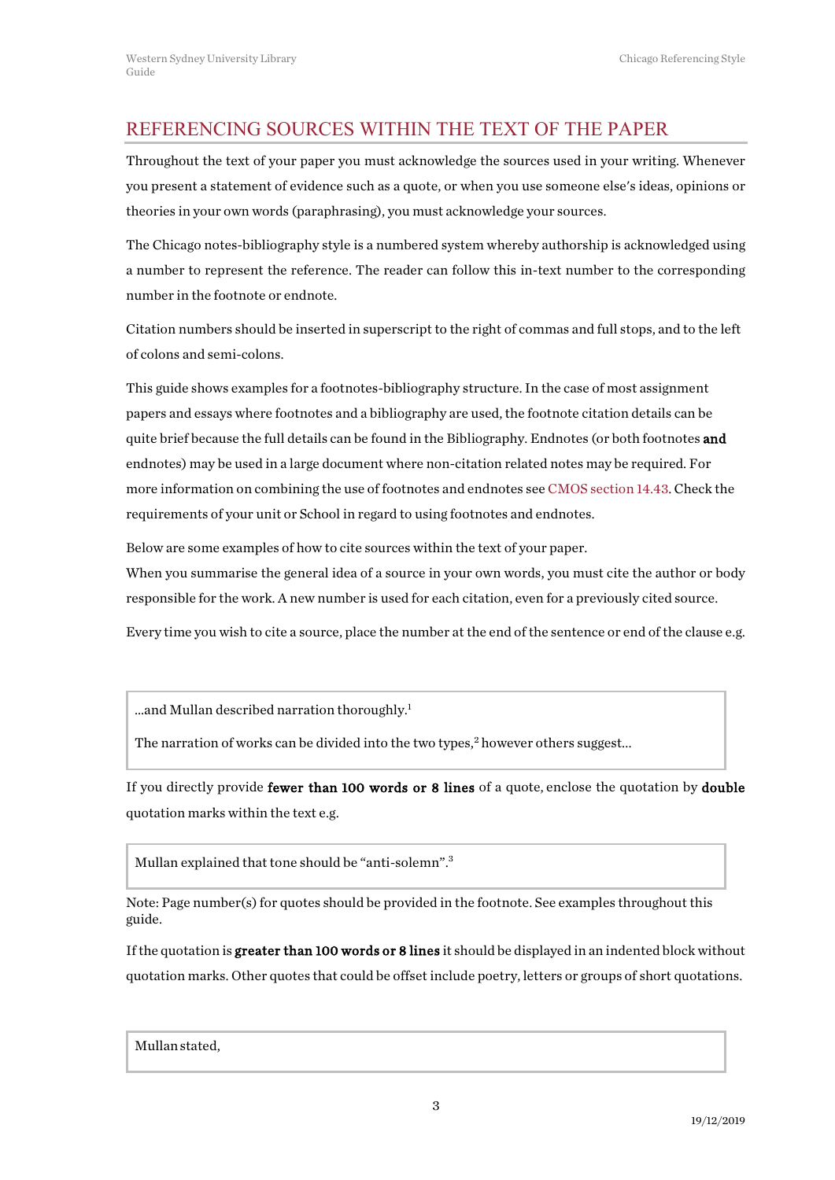## REFERENCING SOURCES WITHIN THE TEXT OF THE PAPER

Throughout the text of your paper you must acknowledge the sources used in your writing. Whenever you present a statement of evidence such as a quote, or when you use someone else's ideas, opinions or theories in your own words (paraphrasing), you must acknowledge your sources.

The Chicago notes-bibliography style is a numbered system whereby authorship is acknowledged using a number to represent the reference. The reader can follow this in-text number to the corresponding number in the footnote or endnote.

Citation numbers should be inserted in superscript to the right of commas and full stops, and to the left of colons and semi-colons.

This guide shows examples for a footnotes-bibliography structure. In the case of most assignment papers and essays where footnotes and a bibliography are used, the footnote citation details can be quite brief because the full details can be found in the Bibliography. Endnotes (or both footnotes **and** endnotes) may be used in a large document where non-citation related notes may be required. For more information on combining the use of footnotes and endnotes see CMOS section 14.43. Check the requirements of your unit or School in regard to using footnotes and endnotes.

Below are some examples of how to cite sources within the text of your paper.
When you summarise the general idea of a source in your own words, you must cite the author or body responsible for the work. A new number is used for each citation, even for a previously cited source.

Every time you wish to cite a source, place the number at the end of the sentence or end of the clause e.g.

> …and Mullan described narration thoroughly.[1]
>
> The narration of works can be divided into the two types,[2] however others suggest…

If you directly provide **fewer than 100 words or 8 lines** of a quote, enclose the quotation by **double** quotation marks within the text e.g.

> Mullan explained that tone should be “anti-solemn”.[3]

Note: Page number(s) for quotes should be provided in the footnote. See examples throughout this guide.

If the quotation is **greater than 100 words or 8 lines** it should be displayed in an indented block without quotation marks. Other quotes that could be offset include poetry, letters or groups of short quotations.

> Mullan stated,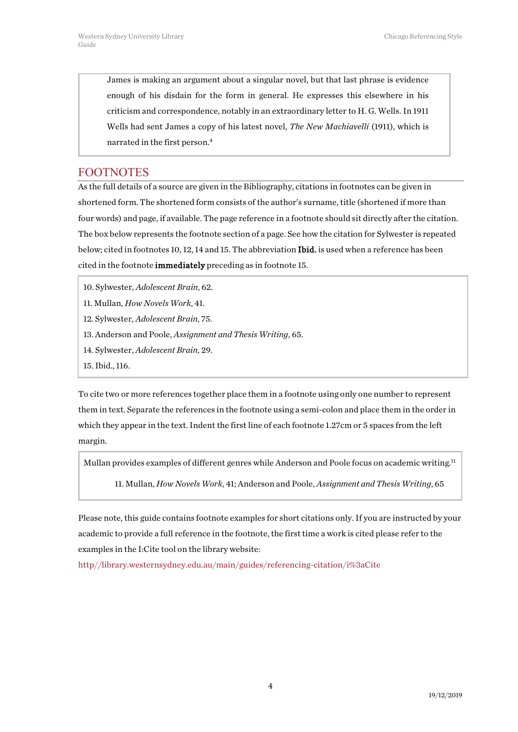> James is making an argument about a singular novel, but that last phrase is evidence enough of his disdain for the form in general. He expresses this elsewhere in his criticism and correspondence, notably in an extraordinary letter to H. G. Wells. In 1911 Wells had sent James a copy of his latest novel, *The New Machiavelli* (1911), which is narrated in the first person.[4]

## FOOTNOTES

As the full details of a source are given in the Bibliography, citations in footnotes can be given in shortened form. The shortened form consists of the author's surname, title (shortened if more than four words) and page, if available. The page reference in a footnote should sit directly after the citation. The box below represents the footnote section of a page. See how the citation for Sylwester is repeated below; cited in footnotes 10, 12, 14 and 15. The abbreviation **Ibid.** is used when a reference has been cited in the footnote **immediately** preceding as in footnote 15.

> 10. Sylwester, *Adolescent Brain,* 62.
>
> 11. Mullan, *How Novels Work*, 41.
>
> 12. Sylwester, *Adolescent Brain,* 75.
>
> 13. Anderson and Poole, *Assignment and Thesis Writing*, 65.
>
> 14. Sylwester, *Adolescent Brain,* 29.
>
> 15. Ibid., 116.

To cite two or more references together place them in a footnote using only one number to represent them in text. Separate the references in the footnote using a semi-colon and place them in the order in which they appear in the text. Indent the first line of each footnote 1.27cm or 5 spaces from the left margin.

> Mullan provides examples of different genres while Anderson and Poole focus on academic writing.[11]
>
> 11. Mullan, *How Novels Work,* 41; Anderson and Poole, *Assignment and Thesis Writing*, 65

Please note, this guide contains footnote examples for short citations only. If you are instructed by your academic to provide a full reference in the footnote, the first time a work is cited please refer to the examples in the I:Cite tool on the library website:

http//library.westernsydney.edu.au/main/guides/referencing-citation/i%3aCite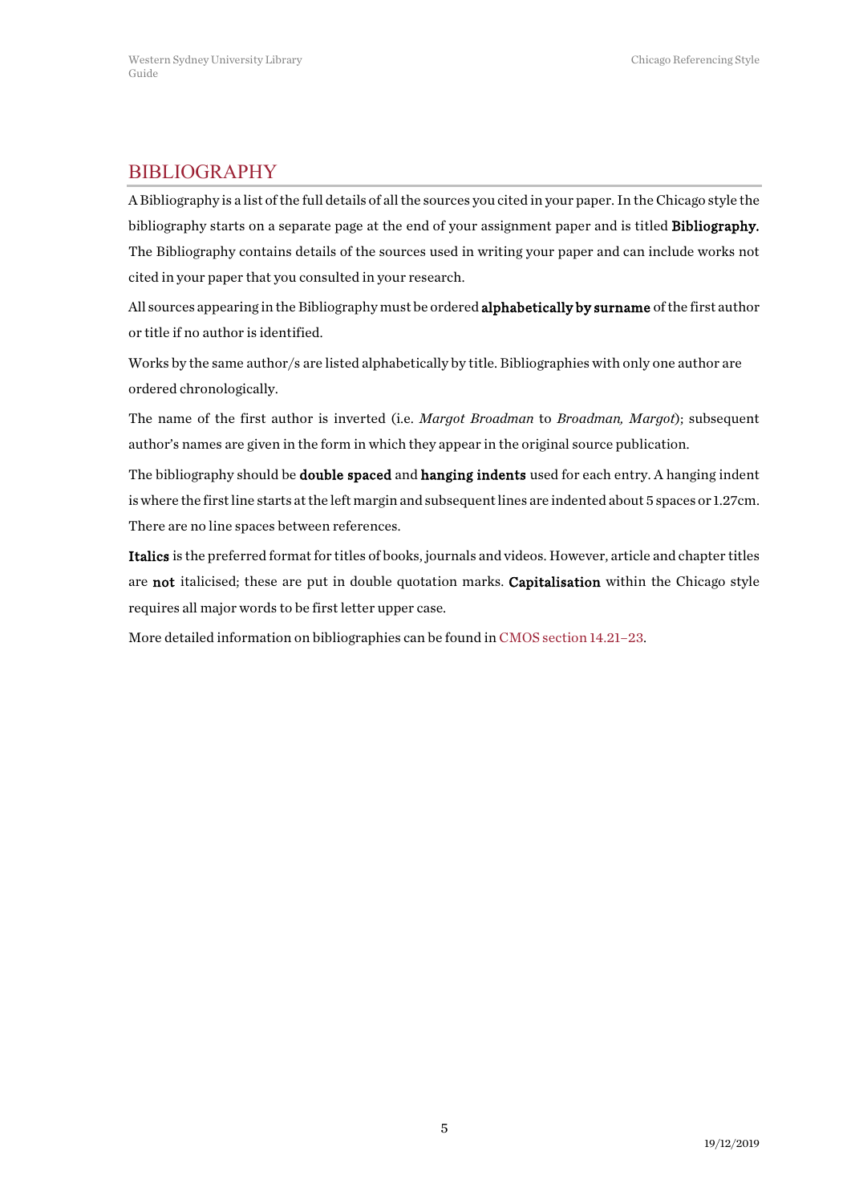## BIBLIOGRAPHY

A Bibliography is a list of the full details of all the sources you cited in your paper. In the Chicago style the bibliography starts on a separate page at the end of your assignment paper and is titled **Bibliography.** The Bibliography contains details of the sources used in writing your paper and can include works not cited in your paper that you consulted in your research.

All sources appearing in the Bibliography must be ordered **alphabetically by surname** of the first author or title if no author is identified.

Works by the same author/s are listed alphabetically by title. Bibliographies with only one author are ordered chronologically.

The name of the first author is inverted (i.e. *Margot Broadman* to *Broadman, Margot*); subsequent author's names are given in the form in which they appear in the original source publication.

The bibliography should be **double spaced** and **hanging indents** used for each entry. A hanging indent is where the first line starts at the left margin and subsequent lines are indented about 5 spaces or 1.27cm. There are no line spaces between references.

**Italics** is the preferred format for titles of books, journals and videos. However, article and chapter titles are **not** italicised; these are put in double quotation marks. **Capitalisation** within the Chicago style requires all major words to be first letter upper case.

More detailed information on bibliographies can be found in CMOS section 14.21–23.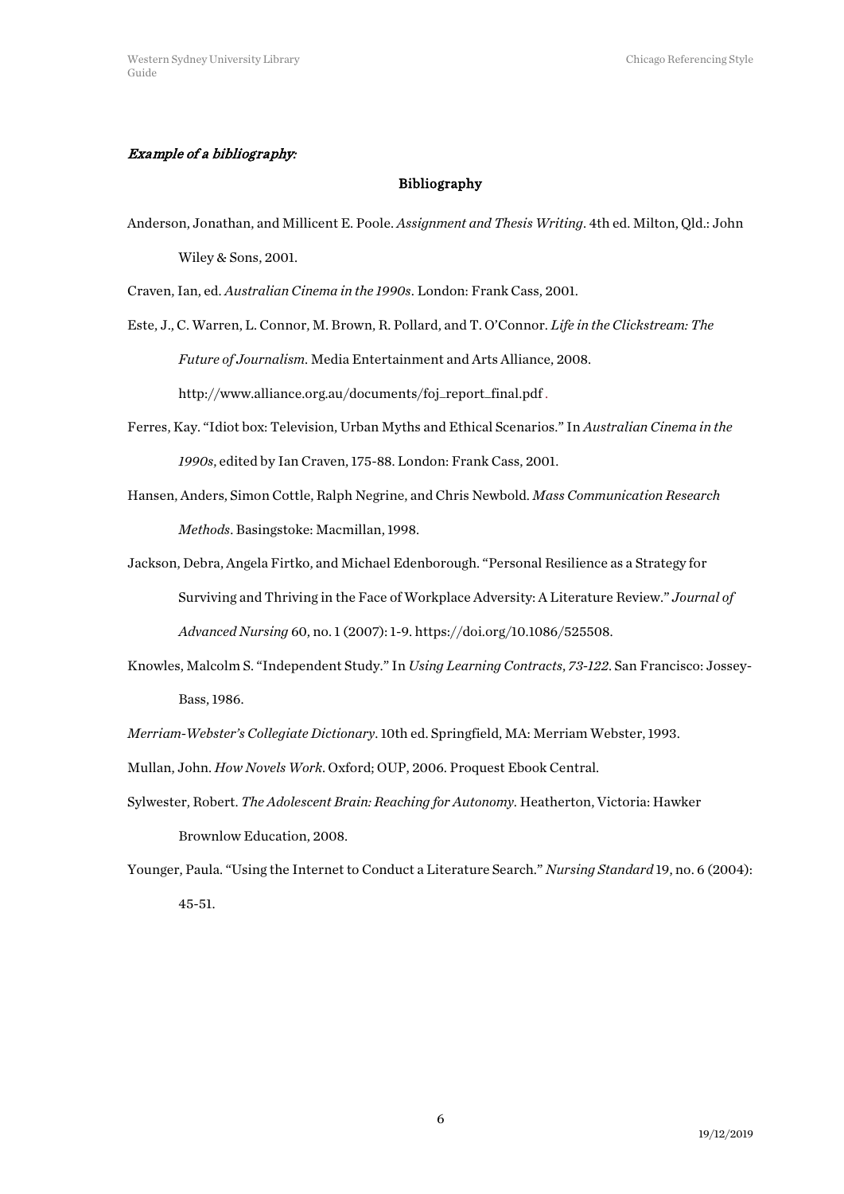*Example of a bibliography:*

## Bibliography

Anderson, Jonathan, and Millicent E. Poole. *Assignment and Thesis Writing*. 4th ed. Milton, Qld.: John Wiley & Sons, 2001.

Craven, Ian, ed. *Australian Cinema in the 1990s*. London: Frank Cass, 2001.

Este, J., C. Warren, L. Connor, M. Brown, R. Pollard, and T. O'Connor. *Life in the Clickstream: The Future of Journalism*. Media Entertainment and Arts Alliance, 2008. http://www.alliance.org.au/documents/foj_report_final.pdf .

Ferres, Kay. "Idiot box: Television, Urban Myths and Ethical Scenarios." In *Australian Cinema in the 1990s*, edited by Ian Craven, 175-88. London: Frank Cass, 2001.

Hansen, Anders, Simon Cottle, Ralph Negrine, and Chris Newbold. *Mass Communication Research Methods*. Basingstoke: Macmillan, 1998.

Jackson, Debra, Angela Firtko, and Michael Edenborough. "Personal Resilience as a Strategy for Surviving and Thriving in the Face of Workplace Adversity: A Literature Review." *Journal of Advanced Nursing* 60, no. 1 (2007): 1-9. https://doi.org/10.1086/525508.

Knowles, Malcolm S. "Independent Study." In *Using Learning Contracts, 73-122*. San Francisco: Jossey-Bass, 1986.

*Merriam-Webster's Collegiate Dictionary*. 10th ed. Springfield, MA: Merriam Webster, 1993.

Mullan, John. *How Novels Work*. Oxford; OUP, 2006. Proquest Ebook Central.

Sylwester, Robert. *The Adolescent Brain: Reaching for Autonomy*. Heatherton, Victoria: Hawker Brownlow Education, 2008.

Younger, Paula. "Using the Internet to Conduct a Literature Search." *Nursing Standard* 19, no. 6 (2004): 45-51.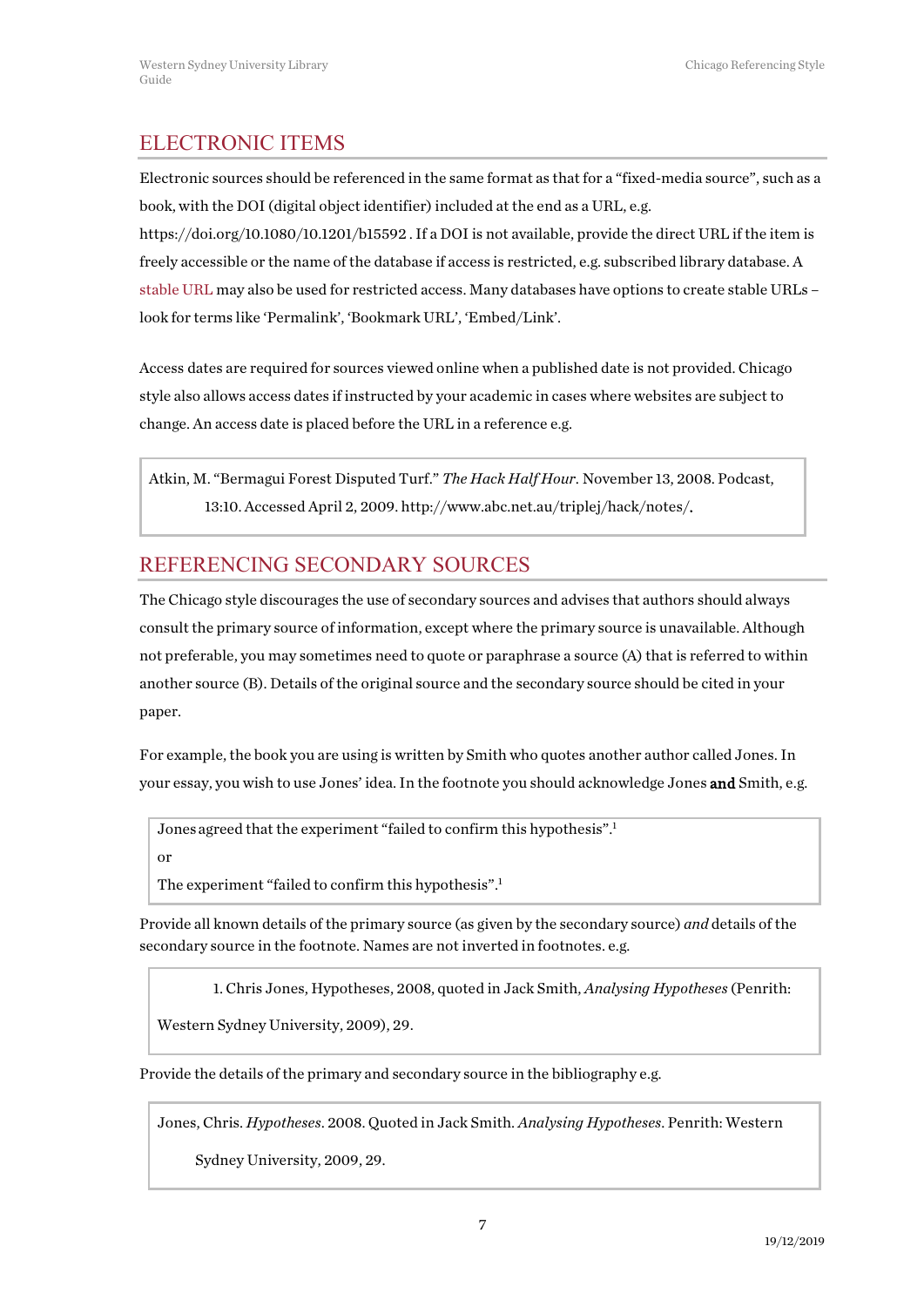## ELECTRONIC ITEMS

Electronic sources should be referenced in the same format as that for a "fixed-media source", such as a book, with the DOI (digital object identifier) included at the end as a URL, e.g. https://doi.org/10.1080/10.1201/b15592 . If a DOI is not available, provide the direct URL if the item is freely accessible or the name of the database if access is restricted, e.g. subscribed library database. A stable URL may also be used for restricted access. Many databases have options to create stable URLs – look for terms like 'Permalink', 'Bookmark URL', 'Embed/Link'.

Access dates are required for sources viewed online when a published date is not provided. Chicago style also allows access dates if instructed by your academic in cases where websites are subject to change. An access date is placed before the URL in a reference e.g.

> Atkin, M. "Bermagui Forest Disputed Turf." *The Hack Half Hour*. November 13, 2008. Podcast, 13:10. Accessed April 2, 2009. http://www.abc.net.au/triplej/hack/notes/.

## REFERENCING SECONDARY SOURCES

The Chicago style discourages the use of secondary sources and advises that authors should always consult the primary source of information, except where the primary source is unavailable. Although not preferable, you may sometimes need to quote or paraphrase a source (A) that is referred to within another source (B). Details of the original source and the secondary source should be cited in your paper.

For example, the book you are using is written by Smith who quotes another author called Jones. In your essay, you wish to use Jones' idea. In the footnote you should acknowledge Jones **and** Smith, e.g.

> Jones agreed that the experiment "failed to confirm this hypothesis".[1]
>
> or
>
> The experiment "failed to confirm this hypothesis".[1]

Provide all known details of the primary source (as given by the secondary source) *and* details of the secondary source in the footnote. Names are not inverted in footnotes. e.g.

> 1. Chris Jones, Hypotheses, 2008, quoted in Jack Smith, *Analysing Hypotheses* (Penrith: Western Sydney University, 2009), 29.

Provide the details of the primary and secondary source in the bibliography e.g.

> Jones, Chris. *Hypotheses*. 2008. Quoted in Jack Smith. *Analysing Hypotheses*. Penrith: Western Sydney University, 2009, 29.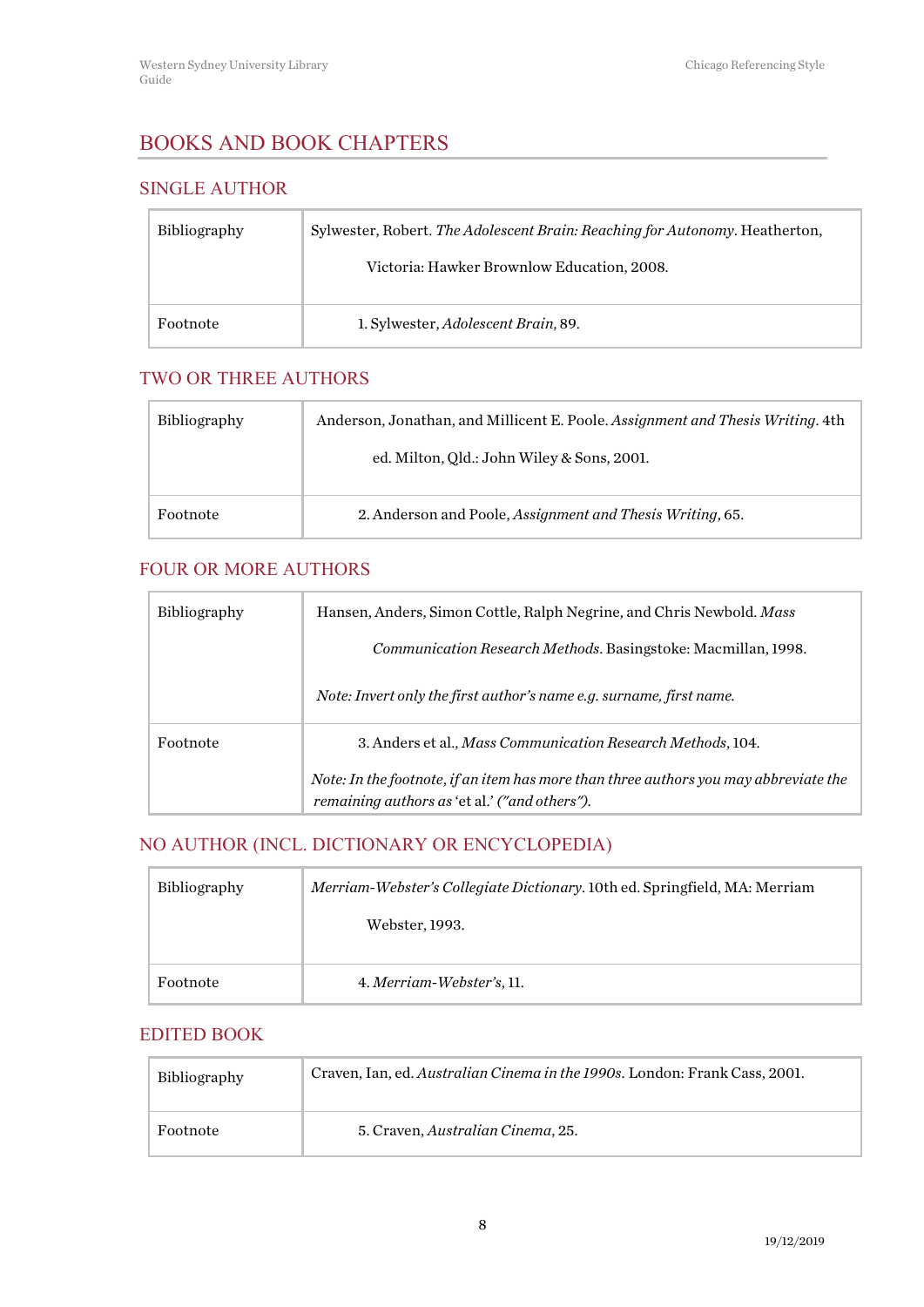# BOOKS AND BOOK CHAPTERS

## SINGLE AUTHOR

| | |
|---|---|
| Bibliography | Sylwester, Robert. *The Adolescent Brain: Reaching for Autonomy*. Heatherton, Victoria: Hawker Brownlow Education, 2008. |
| Footnote | 1. Sylwester, *Adolescent Brain*, 89. |

## TWO OR THREE AUTHORS

| | |
|---|---|
| Bibliography | Anderson, Jonathan, and Millicent E. Poole. *Assignment and Thesis Writing*. 4th ed. Milton, Qld.: John Wiley & Sons, 2001. |
| Footnote | 2. Anderson and Poole, *Assignment and Thesis Writing*, 65. |

## FOUR OR MORE AUTHORS

| | |
|---|---|
| Bibliography | Hansen, Anders, Simon Cottle, Ralph Negrine, and Chris Newbold. *Mass Communication Research Methods*. Basingstoke: Macmillan, 1998. <br><br> *Note: Invert only the first author's name e.g. surname, first name.* |
| Footnote | 3. Anders et al., *Mass Communication Research Methods*, 104. <br><br> *Note: In the footnote, if an item has more than three authors you may abbreviate the remaining authors as* 'et al.' *("and others").* |

## NO AUTHOR (INCL. DICTIONARY OR ENCYCLOPEDIA)

| | |
|---|---|
| Bibliography | *Merriam-Webster's Collegiate Dictionary*. 10th ed. Springfield, MA: Merriam Webster, 1993. |
| Footnote | 4. *Merriam-Webster's*, 11. |

## EDITED BOOK

| | |
|---|---|
| Bibliography | Craven, Ian, ed. *Australian Cinema in the 1990s*. London: Frank Cass, 2001. |
| Footnote | 5. Craven, *Australian Cinema*, 25. |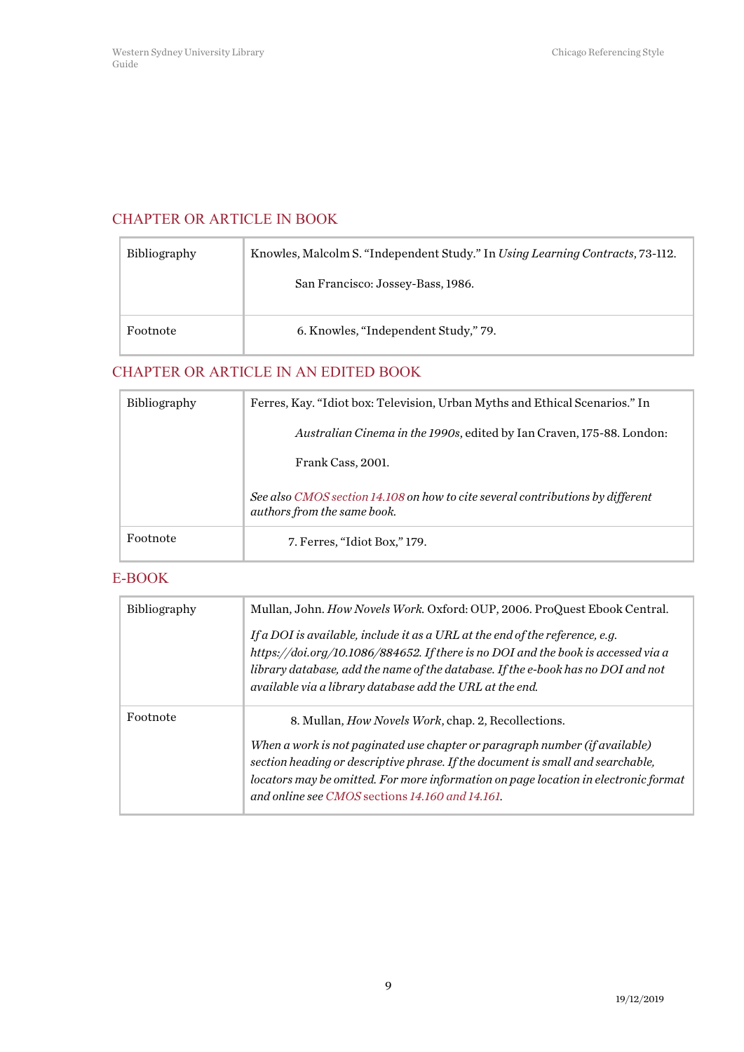## CHAPTER OR ARTICLE IN BOOK

| | |
|---|---|
| Bibliography | Knowles, Malcolm S. "Independent Study." In *Using Learning Contracts*, 73-112. San Francisco: Jossey-Bass, 1986. |
| Footnote | 6. Knowles, "Independent Study," 79. |

## CHAPTER OR ARTICLE IN AN EDITED BOOK

| | |
|---|---|
| Bibliography | Ferres, Kay. "Idiot box: Television, Urban Myths and Ethical Scenarios." In *Australian Cinema in the 1990s*, edited by Ian Craven, 175-88. London: Frank Cass, 2001. <br><br> *See also CMOS section 14.108 on how to cite several contributions by different authors from the same book.* |
| Footnote | 7. Ferres, "Idiot Box," 179. |

## E-BOOK

| | |
|---|---|
| Bibliography | Mullan, John. *How Novels Work*. Oxford: OUP, 2006. ProQuest Ebook Central. <br><br> *If a DOI is available, include it as a URL at the end of the reference, e.g. https://doi.org/10.1086/884652. If there is no DOI and the book is accessed via a library database, add the name of the database. If the e-book has no DOI and not available via a library database add the URL at the end.* |
| Footnote | 8. Mullan, *How Novels Work*, chap. 2, Recollections. <br><br> *When a work is not paginated use chapter or paragraph number (if available) section heading or descriptive phrase. If the document is small and searchable, locators may be omitted. For more information on page location in electronic format and online see CMOS sections 14.160 and 14.161.* |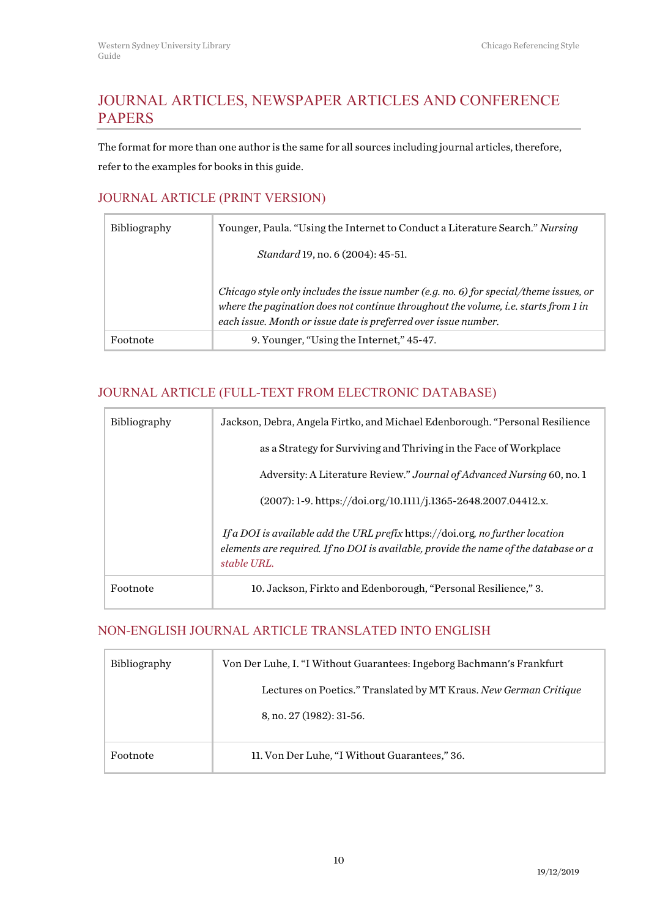## JOURNAL ARTICLES, NEWSPAPER ARTICLES AND CONFERENCE PAPERS

The format for more than one author is the same for all sources including journal articles, therefore, refer to the examples for books in this guide.

### JOURNAL ARTICLE (PRINT VERSION)

| | |
|---|---|
| Bibliography | Younger, Paula. "Using the Internet to Conduct a Literature Search." *Nursing Standard* 19, no. 6 (2004): 45-51.<br><br>*Chicago style only includes the issue number (e.g. no. 6) for special/theme issues, or where the pagination does not continue throughout the volume, i.e. starts from 1 in each issue. Month or issue date is preferred over issue number.* |
| Footnote | 9. Younger, "Using the Internet," 45-47. |

### JOURNAL ARTICLE (FULL-TEXT FROM ELECTRONIC DATABASE)

| | |
|---|---|
| Bibliography | Jackson, Debra, Angela Firtko, and Michael Edenborough. "Personal Resilience as a Strategy for Surviving and Thriving in the Face of Workplace Adversity: A Literature Review." *Journal of Advanced Nursing* 60, no. 1 (2007): 1-9. https://doi.org/10.1111/j.1365-2648.2007.04412.x.<br><br>*If a DOI is available add the URL prefix* https://doi.org*, no further location elements are required. If no DOI is available, provide the name of the database or a stable URL.* |
| Footnote | 10. Jackson, Firkto and Edenborough, "Personal Resilience," 3. |

### NON-ENGLISH JOURNAL ARTICLE TRANSLATED INTO ENGLISH

| | |
|---|---|
| Bibliography | Von Der Luhe, I. "I Without Guarantees: Ingeborg Bachmann's Frankfurt Lectures on Poetics." Translated by MT Kraus. *New German Critique* 8, no. 27 (1982): 31-56. |
| Footnote | 11. Von Der Luhe, "I Without Guarantees," 36. |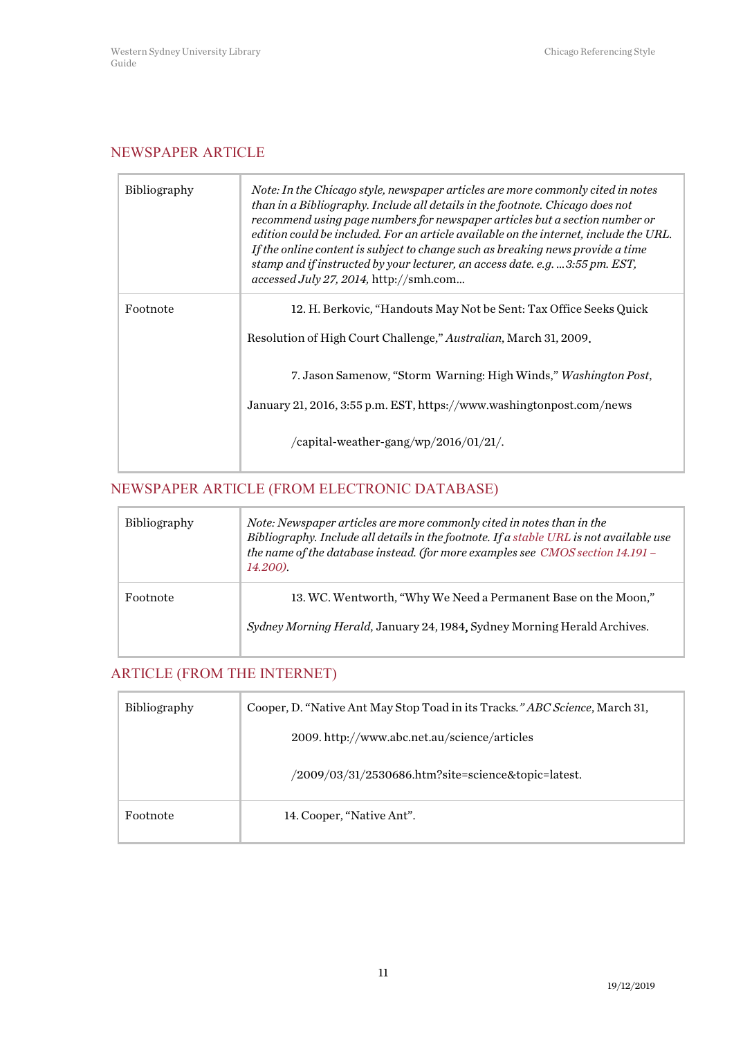## NEWSPAPER ARTICLE

| | |
|---|---|
| Bibliography | *Note: In the Chicago style, newspaper articles are more commonly cited in notes than in a Bibliography. Include all details in the footnote. Chicago does not recommend using page numbers for newspaper articles but a section number or edition could be included. For an article available on the internet, include the URL. If the online content is subject to change such as breaking news provide a time stamp and if instructed by your lecturer, an access date. e.g. …3:55 pm. EST, accessed July 27, 2014,* http://smh.com… |
| Footnote | 12. H. Berkovic, "Handouts May Not be Sent: Tax Office Seeks Quick Resolution of High Court Challenge," *Australian,* March 31, 2009.<br><br>7. Jason Samenow, "Storm Warning: High Winds," *Washington Post,* January 21, 2016, 3:55 p.m. EST, https://www.washingtonpost.com/news /capital-weather-gang/wp/2016/01/21/. |

## NEWSPAPER ARTICLE (FROM ELECTRONIC DATABASE)

| | |
|---|---|
| Bibliography | *Note: Newspaper articles are more commonly cited in notes than in the Bibliography. Include all details in the footnote. If a stable URL is not available use the name of the database instead. (for more examples see CMOS section 14.191 – 14.200).* |
| Footnote | 13. WC. Wentworth, "Why We Need a Permanent Base on the Moon," *Sydney Morning Herald,* January 24, 1984, Sydney Morning Herald Archives. |

## ARTICLE (FROM THE INTERNET)

| | |
|---|---|
| Bibliography | Cooper, D. "Native Ant May Stop Toad in its Tracks." *ABC Science*, March 31, 2009. http://www.abc.net.au/science/articles /2009/03/31/2530686.htm?site=science&topic=latest. |
| Footnote | 14. Cooper, "Native Ant". |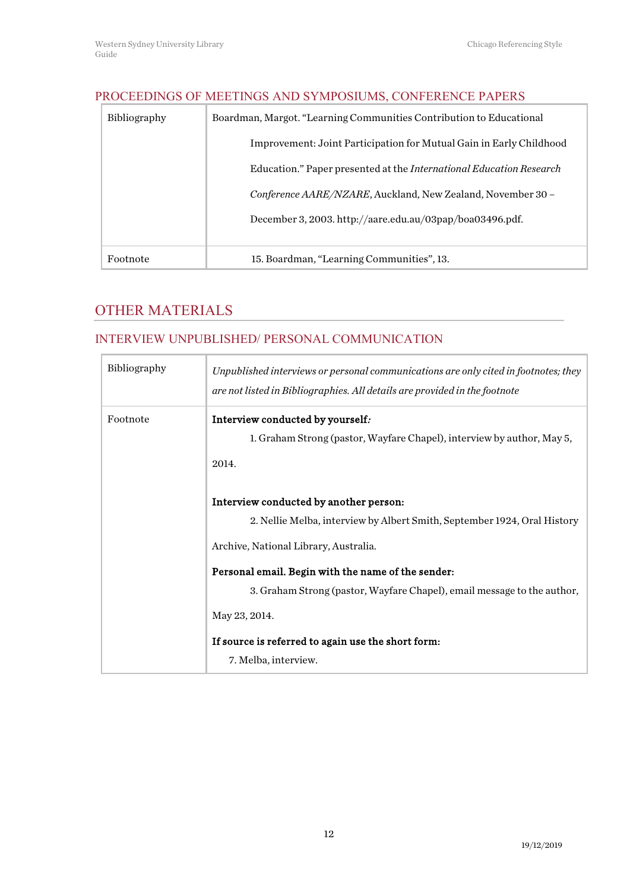### PROCEEDINGS OF MEETINGS AND SYMPOSIUMS, CONFERENCE PAPERS

| | |
|---|---|
| Bibliography | Boardman, Margot. “Learning Communities Contribution to Educational Improvement: Joint Participation for Mutual Gain in Early Childhood Education.” Paper presented at the *International Education Research Conference AARE/NZARE*, Auckland, New Zealand, November 30 – December 3, 2003. http://aare.edu.au/03pap/boa03496.pdf. |
| Footnote | 15. Boardman, “Learning Communities”, 13. |

## OTHER MATERIALS

### INTERVIEW UNPUBLISHED/ PERSONAL COMMUNICATION

| | |
|---|---|
| Bibliography | *Unpublished interviews or personal communications are only cited in footnotes; they are not listed in Bibliographies. All details are provided in the footnote* |
| Footnote | **Interview conducted by yourself:** <br> 1. Graham Strong (pastor, Wayfare Chapel), interview by author, May 5, 2014. <br><br> **Interview conducted by another person:** <br> 2. Nellie Melba, interview by Albert Smith, September 1924, Oral History Archive, National Library, Australia. <br><br> **Personal email. Begin with the name of the sender:** <br> 3. Graham Strong (pastor, Wayfare Chapel), email message to the author, May 23, 2014. <br><br> **If source is referred to again use the short form:** <br> 7. Melba, interview. |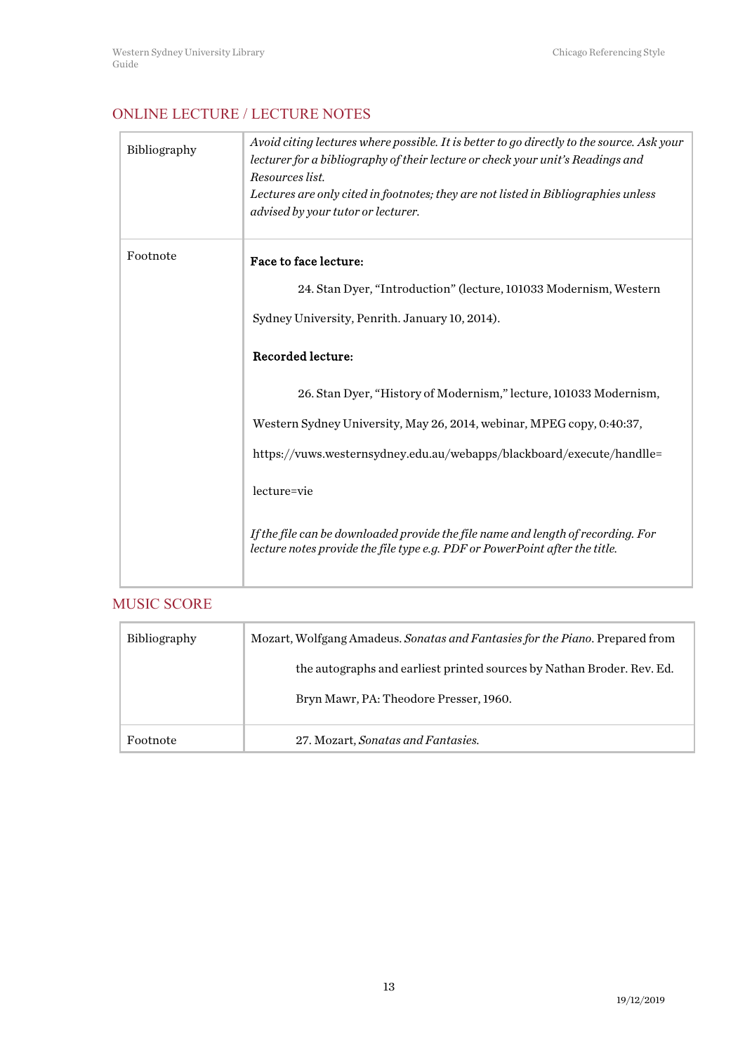## ONLINE LECTURE / LECTURE NOTES

| | |
|---|---|
| Bibliography | *Avoid citing lectures where possible. It is better to go directly to the source. Ask your lecturer for a bibliography of their lecture or check your unit's Readings and Resources list.*<br>*Lectures are only cited in footnotes; they are not listed in Bibliographies unless advised by your tutor or lecturer.* |
| Footnote | **Face to face lecture:**<br>24. Stan Dyer, "Introduction" (lecture, 101033 Modernism, Western Sydney University, Penrith. January 10, 2014).<br>**Recorded lecture:**<br>26. Stan Dyer, "History of Modernism," lecture, 101033 Modernism, Western Sydney University, May 26, 2014, webinar, MPEG copy, 0:40:37, https://vuws.westernsydney.edu.au/webapps/blackboard/execute/handlle= lecture=vie<br>*If the file can be downloaded provide the file name and length of recording. For lecture notes provide the file type e.g. PDF or PowerPoint after the title.* |

## MUSIC SCORE

| | |
|---|---|
| Bibliography | Mozart, Wolfgang Amadeus. *Sonatas and Fantasies for the Piano*. Prepared from the autographs and earliest printed sources by Nathan Broder. Rev. Ed. Bryn Mawr, PA: Theodore Presser, 1960. |
| Footnote | 27. Mozart, *Sonatas and Fantasies.* |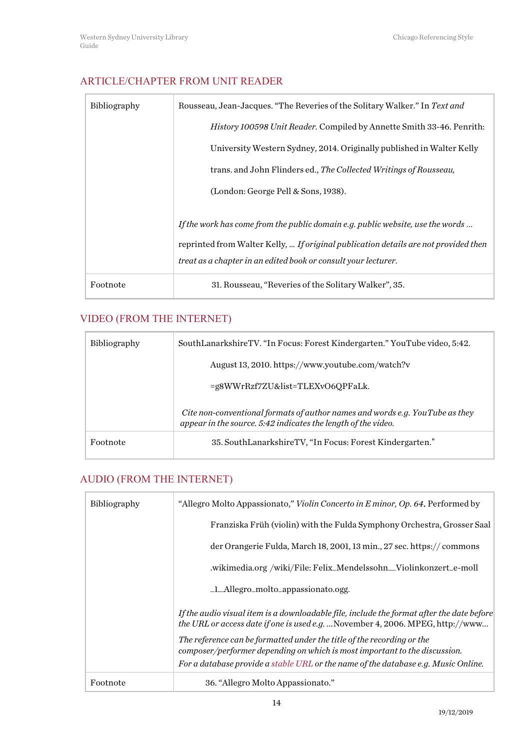## ARTICLE/CHAPTER FROM UNIT READER

| | |
|---|---|
| Bibliography | Rousseau, Jean-Jacques. "The Reveries of the Solitary Walker." In *Text and History 100598 Unit Reader.* Compiled by Annette Smith 33-46. Penrith: University Western Sydney, 2014. Originally published in Walter Kelly trans. and John Flinders ed., *The Collected Writings of Rousseau,* (London: George Pell & Sons, 1938).<br><br>*If the work has come from the public domain e.g. public website, use the words …* reprinted from Walter Kelly, … *If original publication details are not provided then treat as a chapter in an edited book or consult your lecturer*. |
| Footnote | 31. Rousseau, "Reveries of the Solitary Walker", 35. |

## VIDEO (FROM THE INTERNET)

| | |
|---|---|
| Bibliography | SouthLanarkshireTV. "In Focus: Forest Kindergarten." YouTube video, 5:42. August 13, 2010. https://www.youtube.com/watch?v =g8WWrRzf7ZU&list=TLEXvO6QPFaLk.<br><br>*Cite non-conventional formats of author names and words e.g. YouTube as they appear in the source. 5:42 indicates the length of the video.* |
| Footnote | 35. SouthLanarkshireTV, "In Focus: Forest Kindergarten." |

## AUDIO (FROM THE INTERNET)

| | |
|---|---|
| Bibliography | "Allegro Molto Appassionato," *Violin Concerto in E minor, Op. 64***.** Performed by Franziska Früh (violin) with the Fulda Symphony Orchestra, Grosser Saal der Orangerie Fulda, March 18, 2001, 13 min., 27 sec. https:// commons .wikimedia.org /wiki/File: Felix_Mendelssohn__Violinkonzert_e-moll _1._Allegro_molto_appassionato.ogg.<br><br>*If the audio visual item is a downloadable file, include the format after the date before the URL or access date if one is used e.g.* …November 4, 2006. MPEG, http://www…<br><br>*The reference can be formatted under the title of the recording or the composer/performer depending on which is most important to the discussion.*<br>*For a database provide a stable URL or the name of the database e.g. Music Online.* |
| Footnote | 36. "Allegro Molto Appassionato." |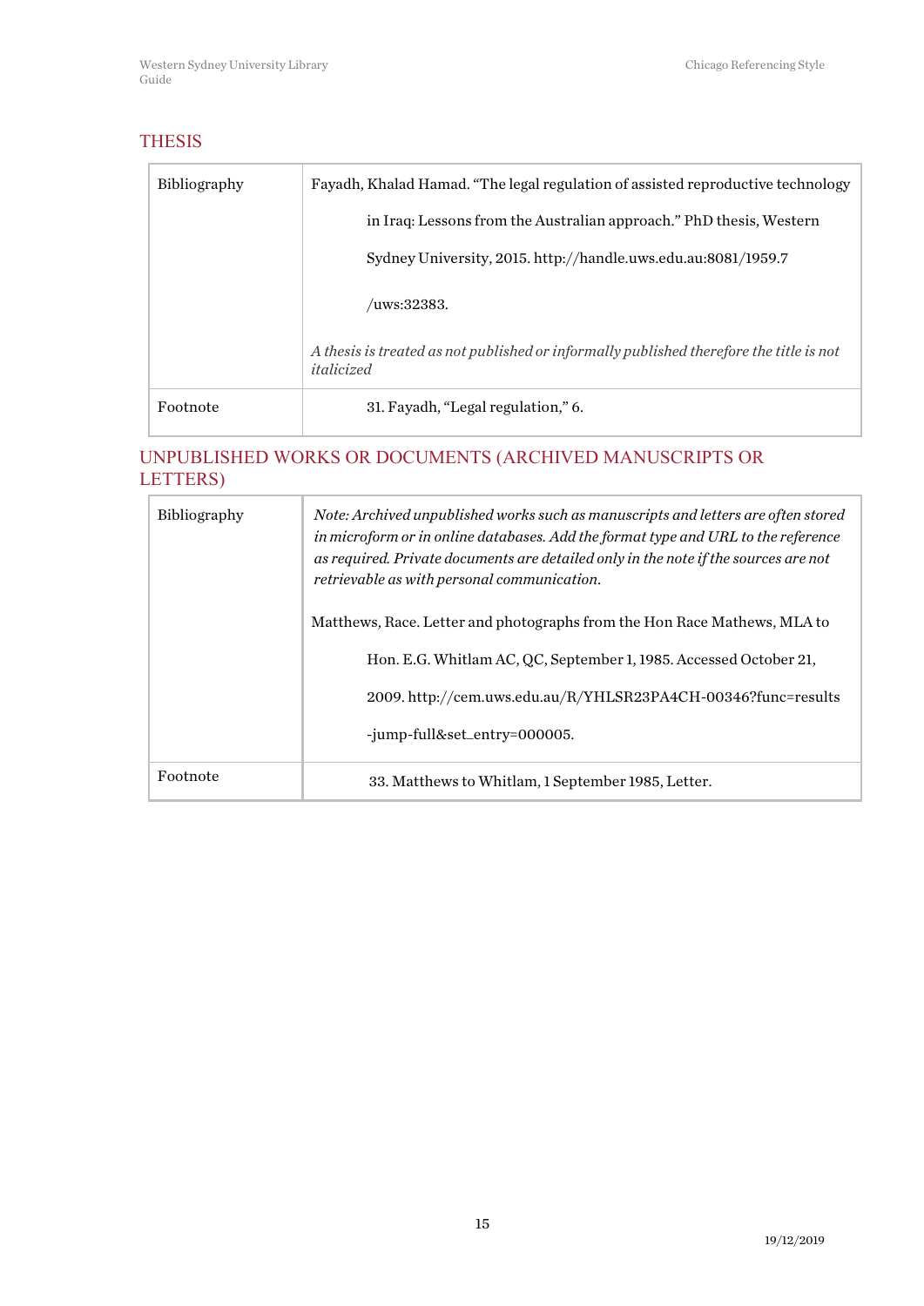## THESIS

| | |
|---|---|
| Bibliography | Fayadh, Khalad Hamad. "The legal regulation of assisted reproductive technology in Iraq: Lessons from the Australian approach." PhD thesis, Western Sydney University, 2015. http://handle.uws.edu.au:8081/1959.7/uws:32383.<br><br>*A thesis is treated as not published or informally published therefore the title is not italicized* |
| Footnote | 31. Fayadh, "Legal regulation," 6. |

## UNPUBLISHED WORKS OR DOCUMENTS (ARCHIVED MANUSCRIPTS OR LETTERS)

| | |
|---|---|
| Bibliography | *Note: Archived unpublished works such as manuscripts and letters are often stored in microform or in online databases. Add the format type and URL to the reference as required. Private documents are detailed only in the note if the sources are not retrievable as with personal communication.*<br><br>Matthews, Race. Letter and photographs from the Hon Race Mathews, MLA to Hon. E.G. Whitlam AC, QC, September 1, 1985. Accessed October 21, 2009. http://cem.uws.edu.au/R/YHLSR23PA4CH-00346?func=results-jump-full&set_entry=000005. |
| Footnote | 33. Matthews to Whitlam, 1 September 1985, Letter. |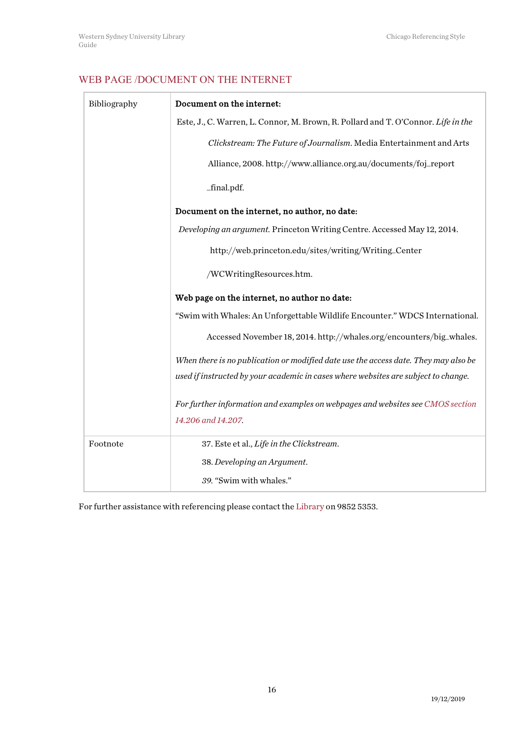## WEB PAGE /DOCUMENT ON THE INTERNET

| | |
|---|---|
| Bibliography | **Document on the internet:**<br>Este, J., C. Warren, L. Connor, M. Brown, R. Pollard and T. O'Connor. *Life in the Clickstream: The Future of Journalism*. Media Entertainment and Arts Alliance, 2008. http://www.alliance.org.au/documents/foj_report_final.pdf.<br>**Document on the internet, no author, no date:**<br>*Developing an argument.* Princeton Writing Centre. Accessed May 12, 2014. http://web.princeton.edu/sites/writing/Writing_Center/WCWritingResources.htm.<br>**Web page on the internet, no author no date:**<br>"Swim with Whales: An Unforgettable Wildlife Encounter." WDCS International. Accessed November 18, 2014. http://whales.org/encounters/big_whales.<br>*When there is no publication or modified date use the access date. They may also be used if instructed by your academic in cases where websites are subject to change.*<br>*For further information and examples on webpages and websites see CMOS section 14.206 and 14.207.* |
| Footnote | 37. Este et al., *Life in the Clickstream*.<br>38. *Developing an Argument*.<br>*39.* "Swim with whales." |

For further assistance with referencing please contact the Library on 9852 5353.